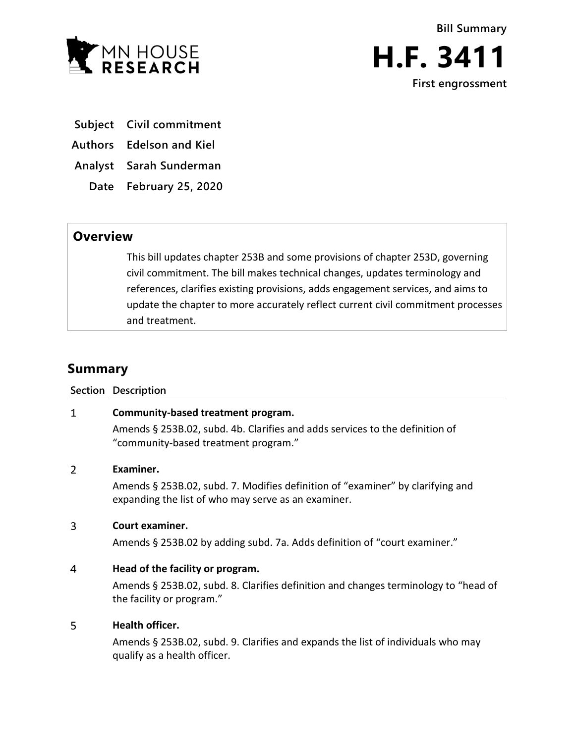MN HOUSE RESEARCH

Bill Summary

# H.F. 3411

First engrossment

| | |
|---|---|
| **Subject** | **Civil commitment** |
| **Authors** | **Edelson and Kiel** |
| **Analyst** | **Sarah Sunderman** |
| **Date** | **February 25, 2020** |

## Overview

This bill updates chapter 253B and some provisions of chapter 253D, governing civil commitment. The bill makes technical changes, updates terminology and references, clarifies existing provisions, adds engagement services, and aims to update the chapter to more accurately reflect current civil commitment processes and treatment.

## Summary

| Section | Description |
|---|---|
| 1 | **Community-based treatment program.**<br>Amends § 253B.02, subd. 4b. Clarifies and adds services to the definition of "community-based treatment program." |
| 2 | **Examiner.**<br>Amends § 253B.02, subd. 7. Modifies definition of "examiner" by clarifying and expanding the list of who may serve as an examiner. |
| 3 | **Court examiner.**<br>Amends § 253B.02 by adding subd. 7a. Adds definition of "court examiner." |
| 4 | **Head of the facility or program.**<br>Amends § 253B.02, subd. 8. Clarifies definition and changes terminology to "head of the facility or program." |
| 5 | **Health officer.**<br>Amends § 253B.02, subd. 9. Clarifies and expands the list of individuals who may qualify as a health officer. |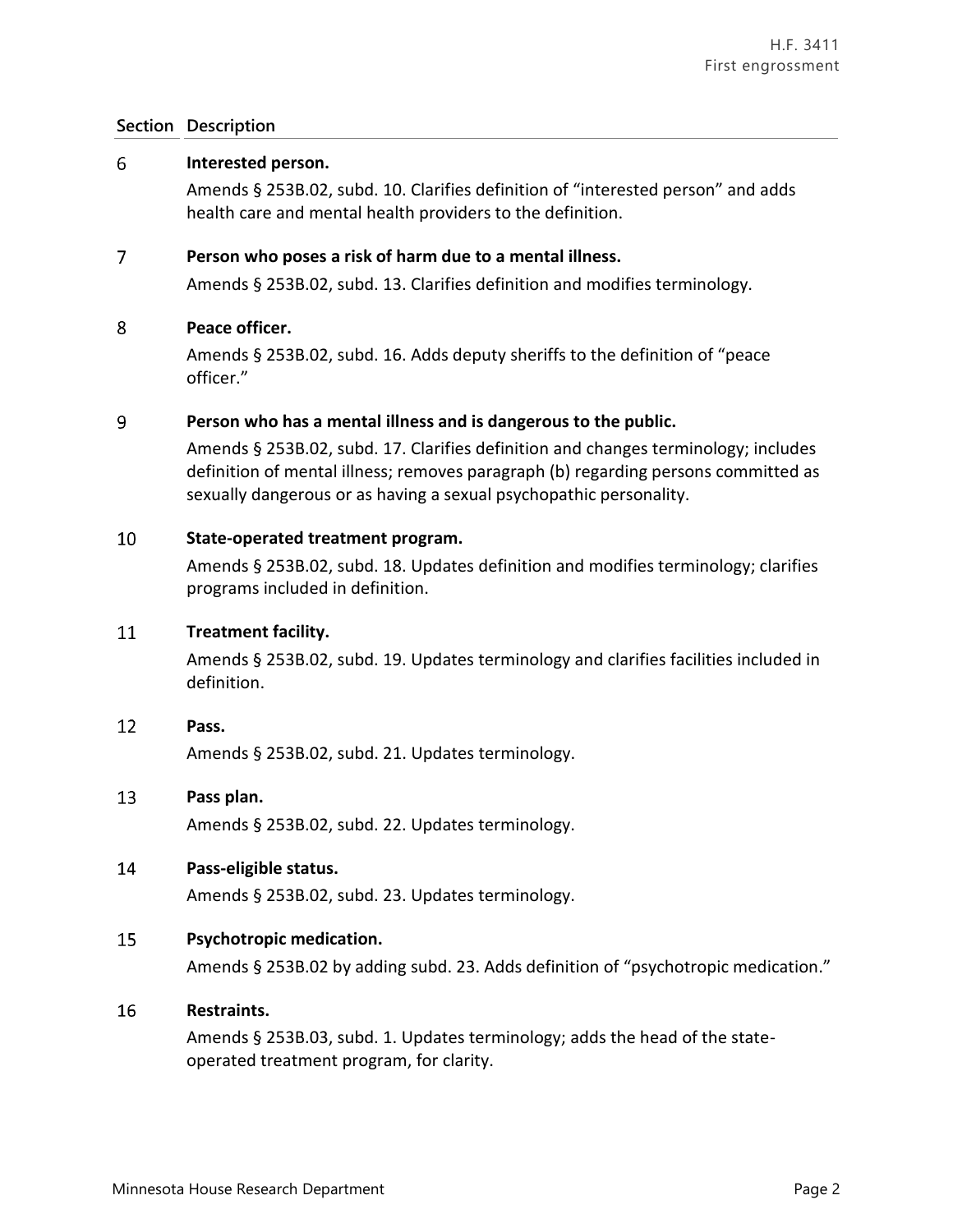| Section | Description |
|---|---|
| 6 | **Interested person.** Amends § 253B.02, subd. 10. Clarifies definition of "interested person" and adds health care and mental health providers to the definition. |
| 7 | **Person who poses a risk of harm due to a mental illness.** Amends § 253B.02, subd. 13. Clarifies definition and modifies terminology. |
| 8 | **Peace officer.** Amends § 253B.02, subd. 16. Adds deputy sheriffs to the definition of "peace officer." |
| 9 | **Person who has a mental illness and is dangerous to the public.** Amends § 253B.02, subd. 17. Clarifies definition and changes terminology; includes definition of mental illness; removes paragraph (b) regarding persons committed as sexually dangerous or as having a sexual psychopathic personality. |
| 10 | **State-operated treatment program.** Amends § 253B.02, subd. 18. Updates definition and modifies terminology; clarifies programs included in definition. |
| 11 | **Treatment facility.** Amends § 253B.02, subd. 19. Updates terminology and clarifies facilities included in definition. |
| 12 | **Pass.** Amends § 253B.02, subd. 21. Updates terminology. |
| 13 | **Pass plan.** Amends § 253B.02, subd. 22. Updates terminology. |
| 14 | **Pass-eligible status.** Amends § 253B.02, subd. 23. Updates terminology. |
| 15 | **Psychotropic medication.** Amends § 253B.02 by adding subd. 23. Adds definition of "psychotropic medication." |
| 16 | **Restraints.** Amends § 253B.03, subd. 1. Updates terminology; adds the head of the state-operated treatment program, for clarity. |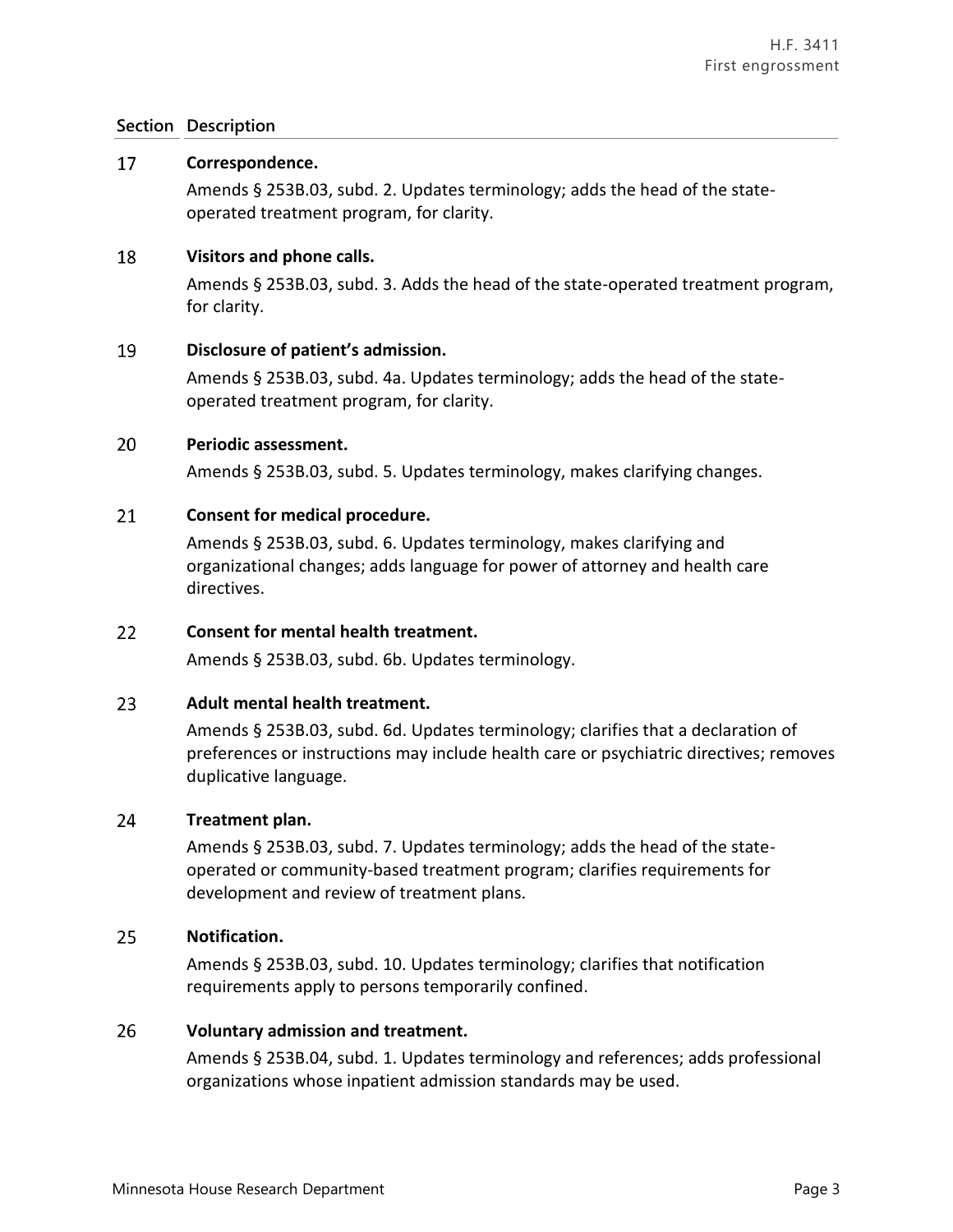| Section | Description |
|---|---|
| 17 | **Correspondence.**<br>Amends § 253B.03, subd. 2. Updates terminology; adds the head of the state-operated treatment program, for clarity. |
| 18 | **Visitors and phone calls.**<br>Amends § 253B.03, subd. 3. Adds the head of the state-operated treatment program, for clarity. |
| 19 | **Disclosure of patient's admission.**<br>Amends § 253B.03, subd. 4a. Updates terminology; adds the head of the state-operated treatment program, for clarity. |
| 20 | **Periodic assessment.**<br>Amends § 253B.03, subd. 5. Updates terminology, makes clarifying changes. |
| 21 | **Consent for medical procedure.**<br>Amends § 253B.03, subd. 6. Updates terminology, makes clarifying and organizational changes; adds language for power of attorney and health care directives. |
| 22 | **Consent for mental health treatment.**<br>Amends § 253B.03, subd. 6b. Updates terminology. |
| 23 | **Adult mental health treatment.**<br>Amends § 253B.03, subd. 6d. Updates terminology; clarifies that a declaration of preferences or instructions may include health care or psychiatric directives; removes duplicative language. |
| 24 | **Treatment plan.**<br>Amends § 253B.03, subd. 7. Updates terminology; adds the head of the state-operated or community-based treatment program; clarifies requirements for development and review of treatment plans. |
| 25 | **Notification.**<br>Amends § 253B.03, subd. 10. Updates terminology; clarifies that notification requirements apply to persons temporarily confined. |
| 26 | **Voluntary admission and treatment.**<br>Amends § 253B.04, subd. 1. Updates terminology and references; adds professional organizations whose inpatient admission standards may be used. |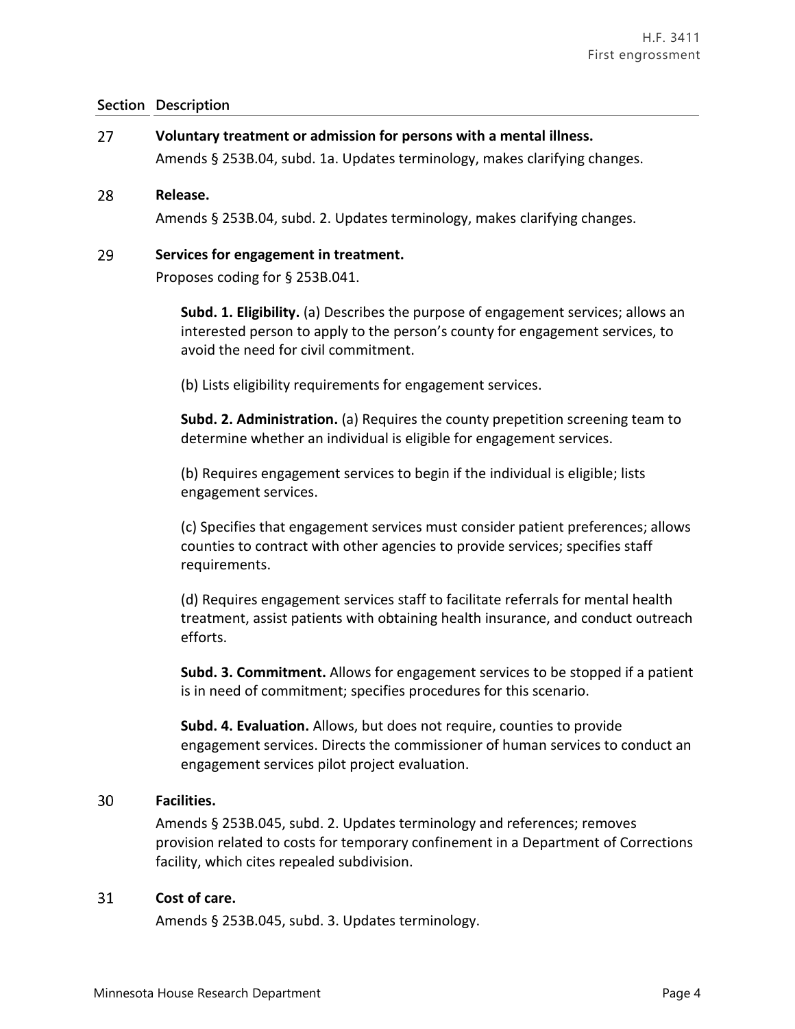| Section | Description |
|---|---|
| 27 | **Voluntary treatment or admission for persons with a mental illness.**<br>Amends § 253B.04, subd. 1a. Updates terminology, makes clarifying changes. |
| 28 | **Release.**<br>Amends § 253B.04, subd. 2. Updates terminology, makes clarifying changes. |
| 29 | **Services for engagement in treatment.**<br>Proposes coding for § 253B.041.<br><br>**Subd. 1. Eligibility.** (a) Describes the purpose of engagement services; allows an interested person to apply to the person's county for engagement services, to avoid the need for civil commitment.<br><br>(b) Lists eligibility requirements for engagement services.<br><br>**Subd. 2. Administration.** (a) Requires the county prepetition screening team to determine whether an individual is eligible for engagement services.<br><br>(b) Requires engagement services to begin if the individual is eligible; lists engagement services.<br><br>(c) Specifies that engagement services must consider patient preferences; allows counties to contract with other agencies to provide services; specifies staff requirements.<br><br>(d) Requires engagement services staff to facilitate referrals for mental health treatment, assist patients with obtaining health insurance, and conduct outreach efforts.<br><br>**Subd. 3. Commitment.** Allows for engagement services to be stopped if a patient is in need of commitment; specifies procedures for this scenario.<br><br>**Subd. 4. Evaluation.** Allows, but does not require, counties to provide engagement services. Directs the commissioner of human services to conduct an engagement services pilot project evaluation. |
| 30 | **Facilities.**<br>Amends § 253B.045, subd. 2. Updates terminology and references; removes provision related to costs for temporary confinement in a Department of Corrections facility, which cites repealed subdivision. |
| 31 | **Cost of care.**<br>Amends § 253B.045, subd. 3. Updates terminology. |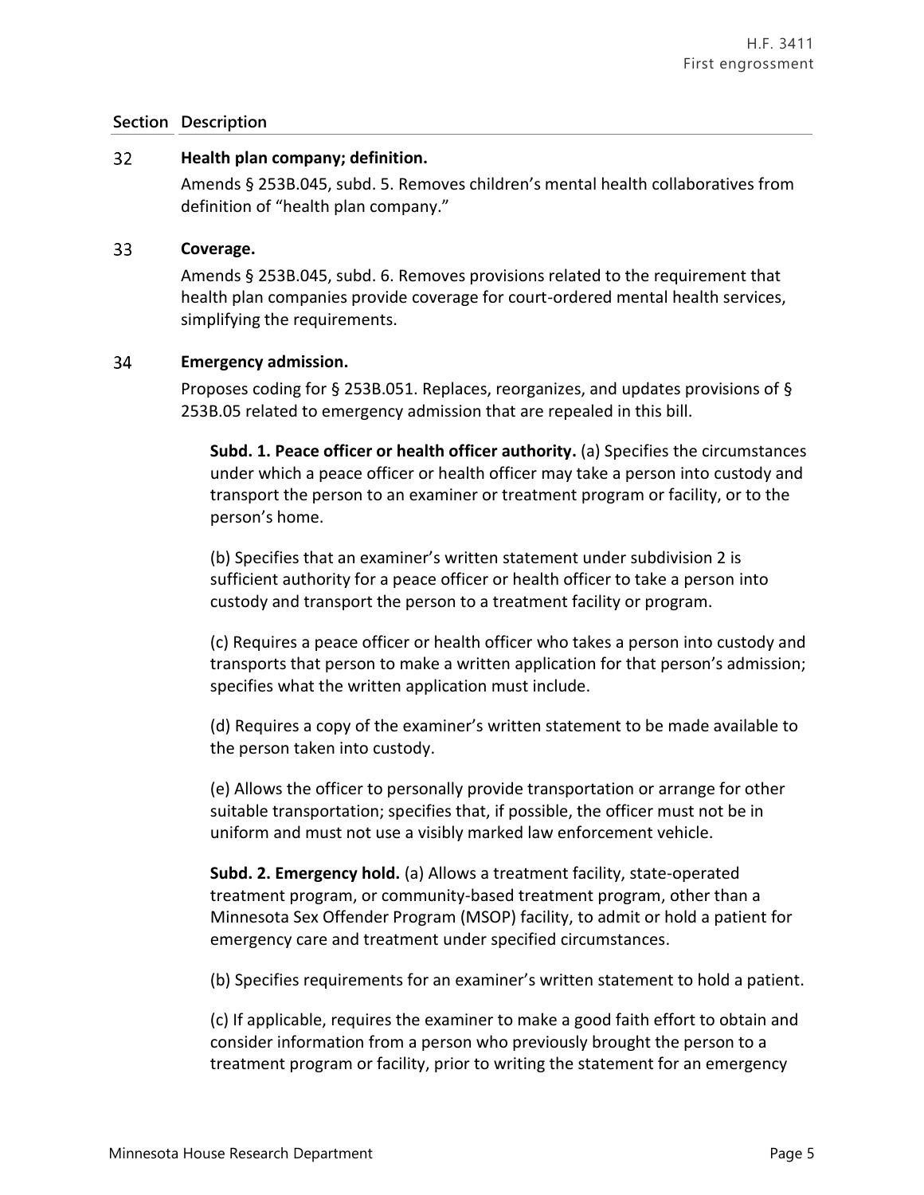| Section | Description |
|---|---|
| 32 | **Health plan company; definition.**<br>Amends § 253B.045, subd. 5. Removes children's mental health collaboratives from definition of "health plan company." |
| 33 | **Coverage.**<br>Amends § 253B.045, subd. 6. Removes provisions related to the requirement that health plan companies provide coverage for court-ordered mental health services, simplifying the requirements. |
| 34 | **Emergency admission.**<br>Proposes coding for § 253B.051. Replaces, reorganizes, and updates provisions of § 253B.05 related to emergency admission that are repealed in this bill. |

**Subd. 1. Peace officer or health officer authority.** (a) Specifies the circumstances under which a peace officer or health officer may take a person into custody and transport the person to an examiner or treatment program or facility, or to the person's home.

(b) Specifies that an examiner's written statement under subdivision 2 is sufficient authority for a peace officer or health officer to take a person into custody and transport the person to a treatment facility or program.

(c) Requires a peace officer or health officer who takes a person into custody and transports that person to make a written application for that person's admission; specifies what the written application must include.

(d) Requires a copy of the examiner's written statement to be made available to the person taken into custody.

(e) Allows the officer to personally provide transportation or arrange for other suitable transportation; specifies that, if possible, the officer must not be in uniform and must not use a visibly marked law enforcement vehicle.

**Subd. 2. Emergency hold.** (a) Allows a treatment facility, state-operated treatment program, or community-based treatment program, other than a Minnesota Sex Offender Program (MSOP) facility, to admit or hold a patient for emergency care and treatment under specified circumstances.

(b) Specifies requirements for an examiner's written statement to hold a patient.

(c) If applicable, requires the examiner to make a good faith effort to obtain and consider information from a person who previously brought the person to a treatment program or facility, prior to writing the statement for an emergency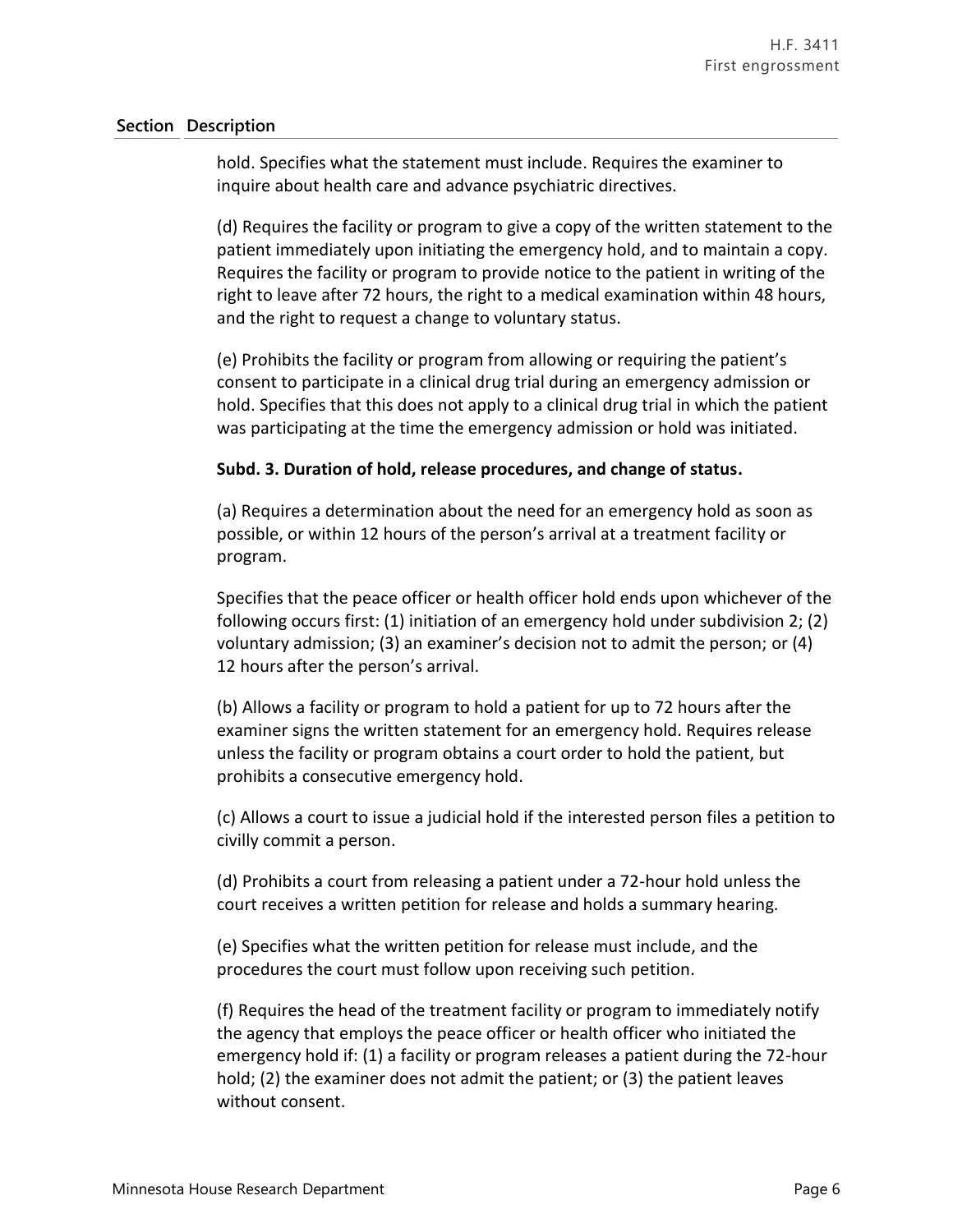| Section | Description |
|---|---|

hold. Specifies what the statement must include. Requires the examiner to inquire about health care and advance psychiatric directives.

(d) Requires the facility or program to give a copy of the written statement to the patient immediately upon initiating the emergency hold, and to maintain a copy. Requires the facility or program to provide notice to the patient in writing of the right to leave after 72 hours, the right to a medical examination within 48 hours, and the right to request a change to voluntary status.

(e) Prohibits the facility or program from allowing or requiring the patient's consent to participate in a clinical drug trial during an emergency admission or hold. Specifies that this does not apply to a clinical drug trial in which the patient was participating at the time the emergency admission or hold was initiated.

**Subd. 3. Duration of hold, release procedures, and change of status.**

(a) Requires a determination about the need for an emergency hold as soon as possible, or within 12 hours of the person's arrival at a treatment facility or program.

Specifies that the peace officer or health officer hold ends upon whichever of the following occurs first: (1) initiation of an emergency hold under subdivision 2; (2) voluntary admission; (3) an examiner's decision not to admit the person; or (4) 12 hours after the person's arrival.

(b) Allows a facility or program to hold a patient for up to 72 hours after the examiner signs the written statement for an emergency hold. Requires release unless the facility or program obtains a court order to hold the patient, but prohibits a consecutive emergency hold.

(c) Allows a court to issue a judicial hold if the interested person files a petition to civilly commit a person.

(d) Prohibits a court from releasing a patient under a 72-hour hold unless the court receives a written petition for release and holds a summary hearing.

(e) Specifies what the written petition for release must include, and the procedures the court must follow upon receiving such petition.

(f) Requires the head of the treatment facility or program to immediately notify the agency that employs the peace officer or health officer who initiated the emergency hold if: (1) a facility or program releases a patient during the 72-hour hold; (2) the examiner does not admit the patient; or (3) the patient leaves without consent.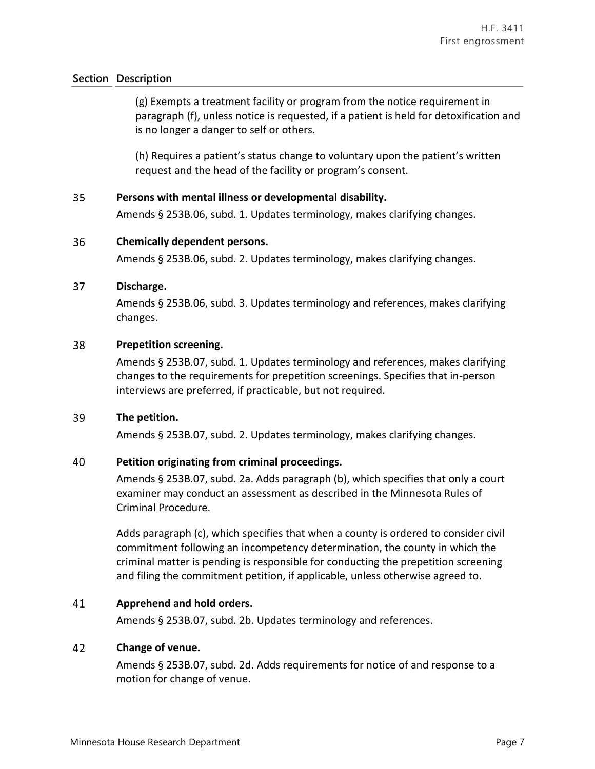| Section | Description |
|---|---|
| | (g) Exempts a treatment facility or program from the notice requirement in paragraph (f), unless notice is requested, if a patient is held for detoxification and is no longer a danger to self or others.<br><br>(h) Requires a patient's status change to voluntary upon the patient's written request and the head of the facility or program's consent. |
| 35 | **Persons with mental illness or developmental disability.**<br>Amends § 253B.06, subd. 1. Updates terminology, makes clarifying changes. |
| 36 | **Chemically dependent persons.**<br>Amends § 253B.06, subd. 2. Updates terminology, makes clarifying changes. |
| 37 | **Discharge.**<br>Amends § 253B.06, subd. 3. Updates terminology and references, makes clarifying changes. |
| 38 | **Prepetition screening.**<br>Amends § 253B.07, subd. 1. Updates terminology and references, makes clarifying changes to the requirements for prepetition screenings. Specifies that in-person interviews are preferred, if practicable, but not required. |
| 39 | **The petition.**<br>Amends § 253B.07, subd. 2. Updates terminology, makes clarifying changes. |
| 40 | **Petition originating from criminal proceedings.**<br>Amends § 253B.07, subd. 2a. Adds paragraph (b), which specifies that only a court examiner may conduct an assessment as described in the Minnesota Rules of Criminal Procedure.<br><br>Adds paragraph (c), which specifies that when a county is ordered to consider civil commitment following an incompetency determination, the county in which the criminal matter is pending is responsible for conducting the prepetition screening and filing the commitment petition, if applicable, unless otherwise agreed to. |
| 41 | **Apprehend and hold orders.**<br>Amends § 253B.07, subd. 2b. Updates terminology and references. |
| 42 | **Change of venue.**<br>Amends § 253B.07, subd. 2d. Adds requirements for notice of and response to a motion for change of venue. |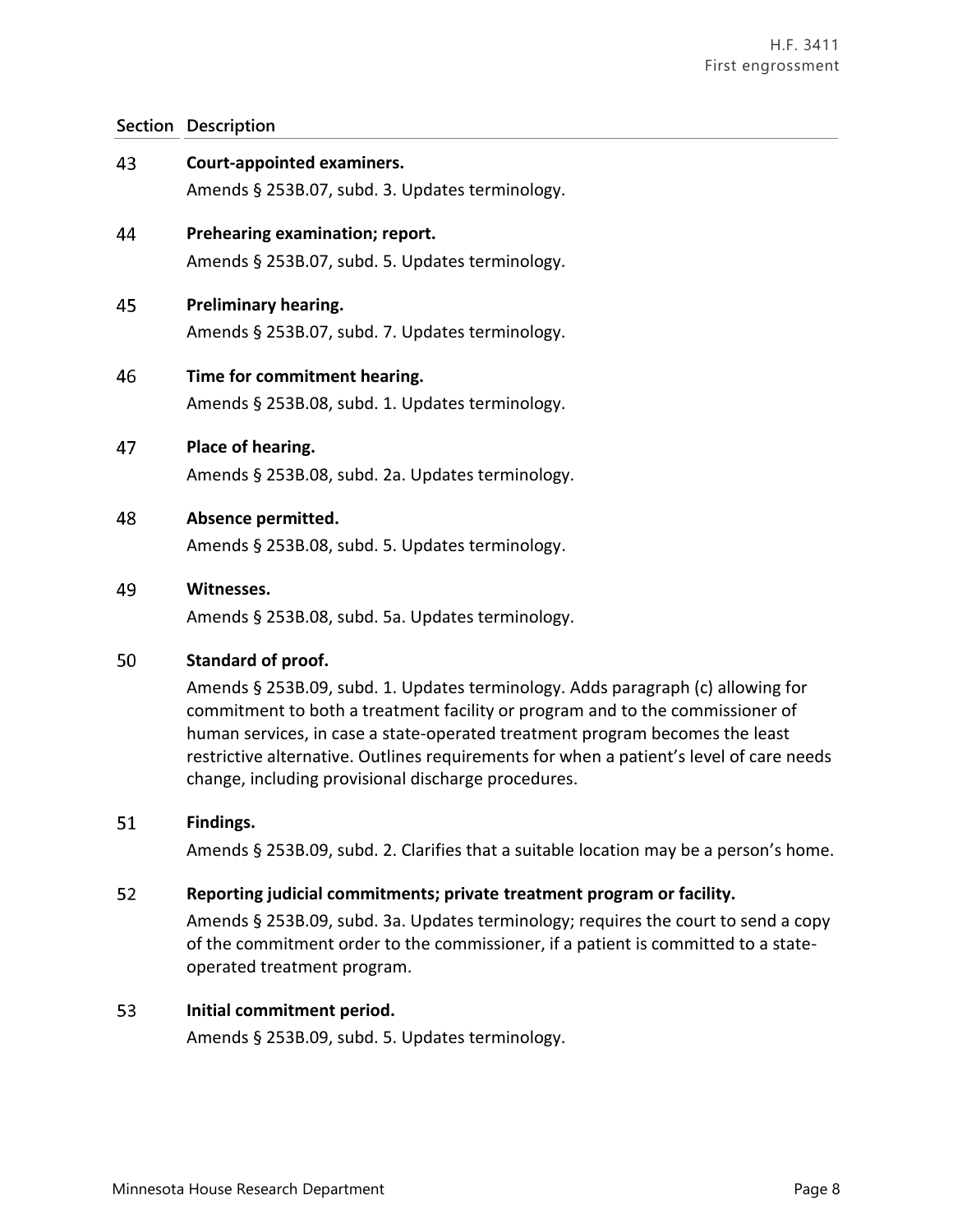| Section | Description |
|---|---|
| 43 | **Court-appointed examiners.**<br>Amends § 253B.07, subd. 3. Updates terminology. |
| 44 | **Prehearing examination; report.**<br>Amends § 253B.07, subd. 5. Updates terminology. |
| 45 | **Preliminary hearing.**<br>Amends § 253B.07, subd. 7. Updates terminology. |
| 46 | **Time for commitment hearing.**<br>Amends § 253B.08, subd. 1. Updates terminology. |
| 47 | **Place of hearing.**<br>Amends § 253B.08, subd. 2a. Updates terminology. |
| 48 | **Absence permitted.**<br>Amends § 253B.08, subd. 5. Updates terminology. |
| 49 | **Witnesses.**<br>Amends § 253B.08, subd. 5a. Updates terminology. |
| 50 | **Standard of proof.**<br>Amends § 253B.09, subd. 1. Updates terminology. Adds paragraph (c) allowing for commitment to both a treatment facility or program and to the commissioner of human services, in case a state-operated treatment program becomes the least restrictive alternative. Outlines requirements for when a patient's level of care needs change, including provisional discharge procedures. |
| 51 | **Findings.**<br>Amends § 253B.09, subd. 2. Clarifies that a suitable location may be a person's home. |
| 52 | **Reporting judicial commitments; private treatment program or facility.**<br>Amends § 253B.09, subd. 3a. Updates terminology; requires the court to send a copy of the commitment order to the commissioner, if a patient is committed to a state-operated treatment program. |
| 53 | **Initial commitment period.**<br>Amends § 253B.09, subd. 5. Updates terminology. |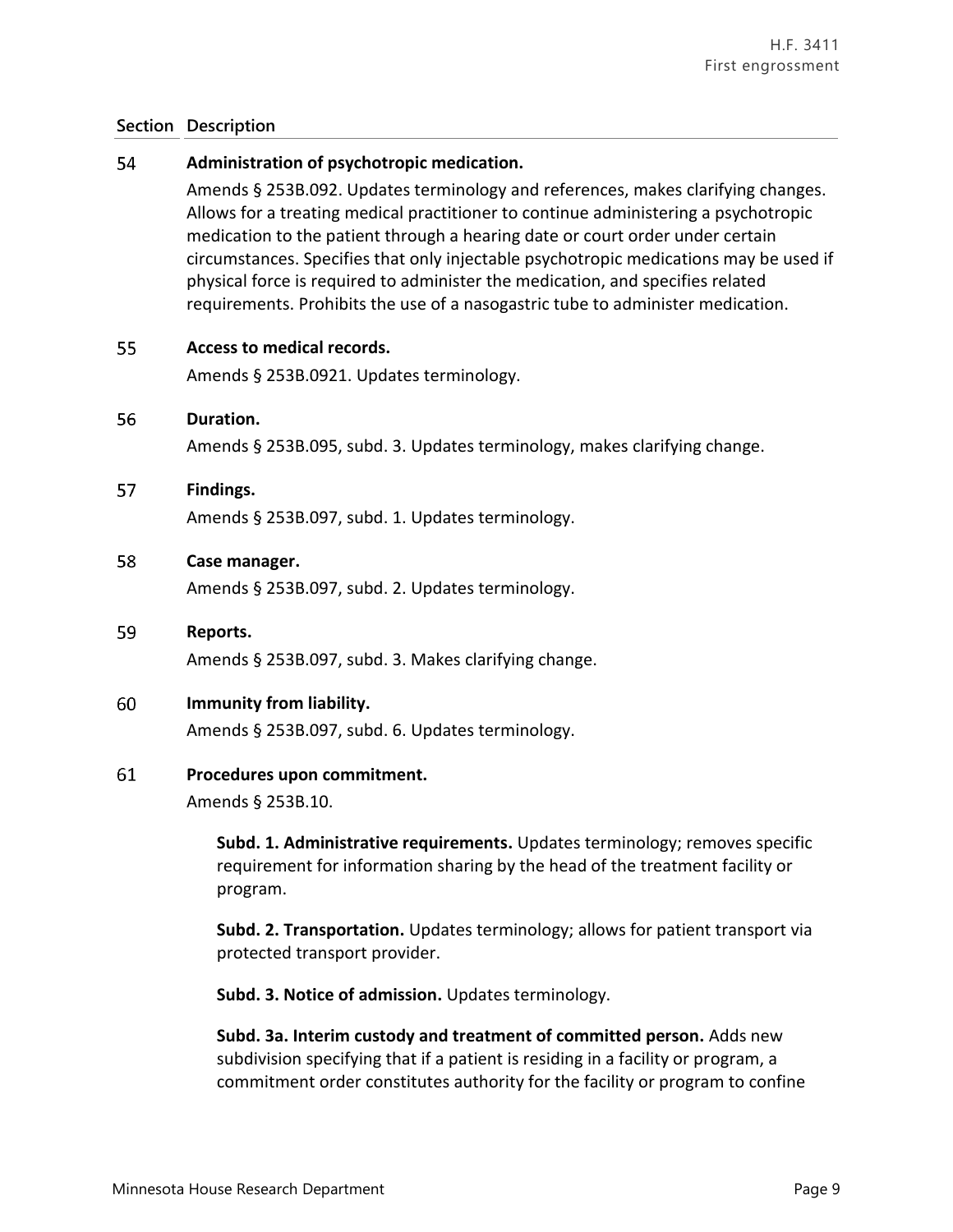| Section | Description |
|---|---|
| 54 | **Administration of psychotropic medication.** Amends § 253B.092. Updates terminology and references, makes clarifying changes. Allows for a treating medical practitioner to continue administering a psychotropic medication to the patient through a hearing date or court order under certain circumstances. Specifies that only injectable psychotropic medications may be used if physical force is required to administer the medication, and specifies related requirements. Prohibits the use of a nasogastric tube to administer medication. |
| 55 | **Access to medical records.** Amends § 253B.0921. Updates terminology. |
| 56 | **Duration.** Amends § 253B.095, subd. 3. Updates terminology, makes clarifying change. |
| 57 | **Findings.** Amends § 253B.097, subd. 1. Updates terminology. |
| 58 | **Case manager.** Amends § 253B.097, subd. 2. Updates terminology. |
| 59 | **Reports.** Amends § 253B.097, subd. 3. Makes clarifying change. |
| 60 | **Immunity from liability.** Amends § 253B.097, subd. 6. Updates terminology. |
| 61 | **Procedures upon commitment.** Amends § 253B.10. **Subd. 1. Administrative requirements.** Updates terminology; removes specific requirement for information sharing by the head of the treatment facility or program. **Subd. 2. Transportation.** Updates terminology; allows for patient transport via protected transport provider. **Subd. 3. Notice of admission.** Updates terminology. **Subd. 3a. Interim custody and treatment of committed person.** Adds new subdivision specifying that if a patient is residing in a facility or program, a commitment order constitutes authority for the facility or program to confine |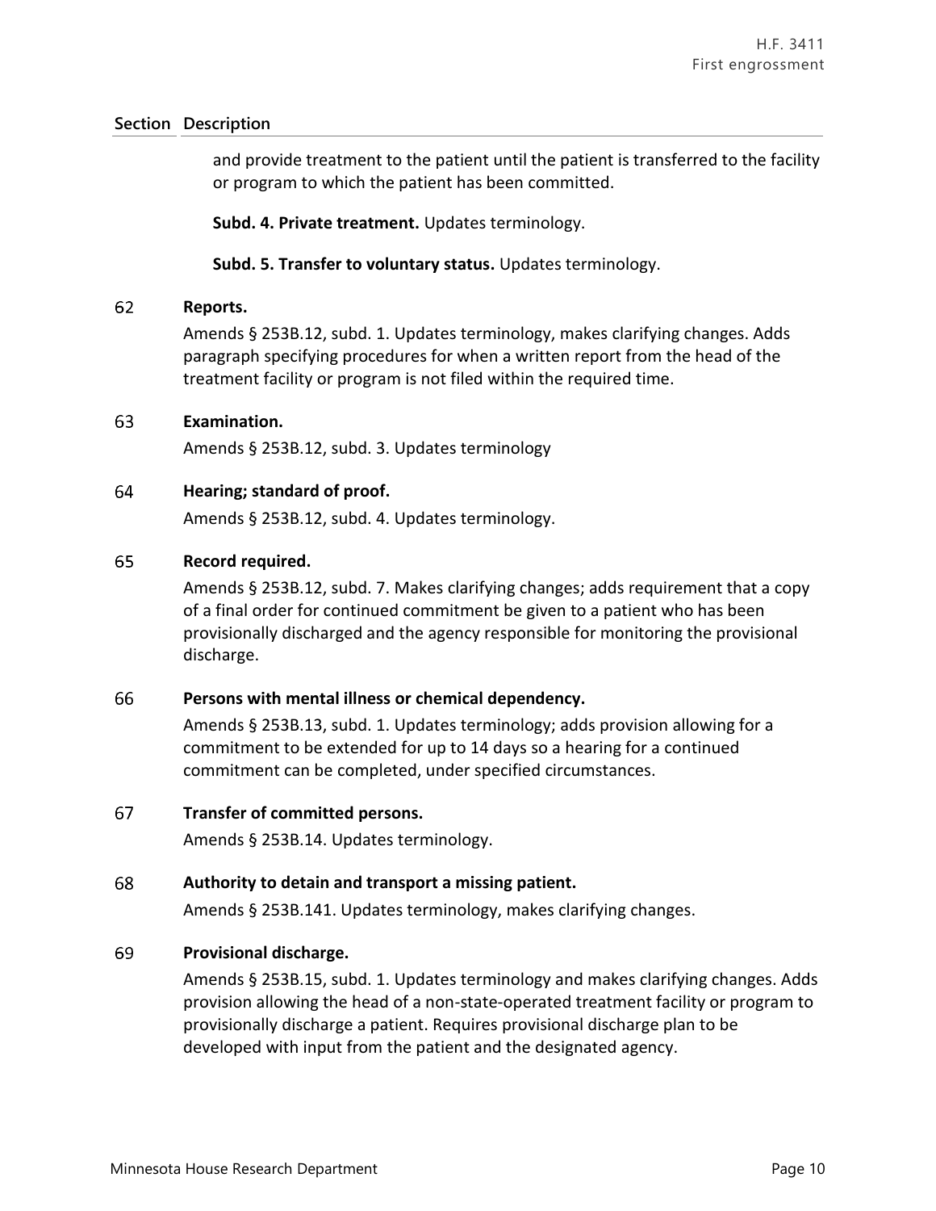| Section | Description |
|---|---|
| | and provide treatment to the patient until the patient is transferred to the facility or program to which the patient has been committed. |
| | **Subd. 4. Private treatment.** Updates terminology. |
| | **Subd. 5. Transfer to voluntary status.** Updates terminology. |
| 62 | **Reports.**<br>Amends § 253B.12, subd. 1. Updates terminology, makes clarifying changes. Adds paragraph specifying procedures for when a written report from the head of the treatment facility or program is not filed within the required time. |
| 63 | **Examination.**<br>Amends § 253B.12, subd. 3. Updates terminology |
| 64 | **Hearing; standard of proof.**<br>Amends § 253B.12, subd. 4. Updates terminology. |
| 65 | **Record required.**<br>Amends § 253B.12, subd. 7. Makes clarifying changes; adds requirement that a copy of a final order for continued commitment be given to a patient who has been provisionally discharged and the agency responsible for monitoring the provisional discharge. |
| 66 | **Persons with mental illness or chemical dependency.**<br>Amends § 253B.13, subd. 1. Updates terminology; adds provision allowing for a commitment to be extended for up to 14 days so a hearing for a continued commitment can be completed, under specified circumstances. |
| 67 | **Transfer of committed persons.**<br>Amends § 253B.14. Updates terminology. |
| 68 | **Authority to detain and transport a missing patient.**<br>Amends § 253B.141. Updates terminology, makes clarifying changes. |
| 69 | **Provisional discharge.**<br>Amends § 253B.15, subd. 1. Updates terminology and makes clarifying changes. Adds provision allowing the head of a non-state-operated treatment facility or program to provisionally discharge a patient. Requires provisional discharge plan to be developed with input from the patient and the designated agency. |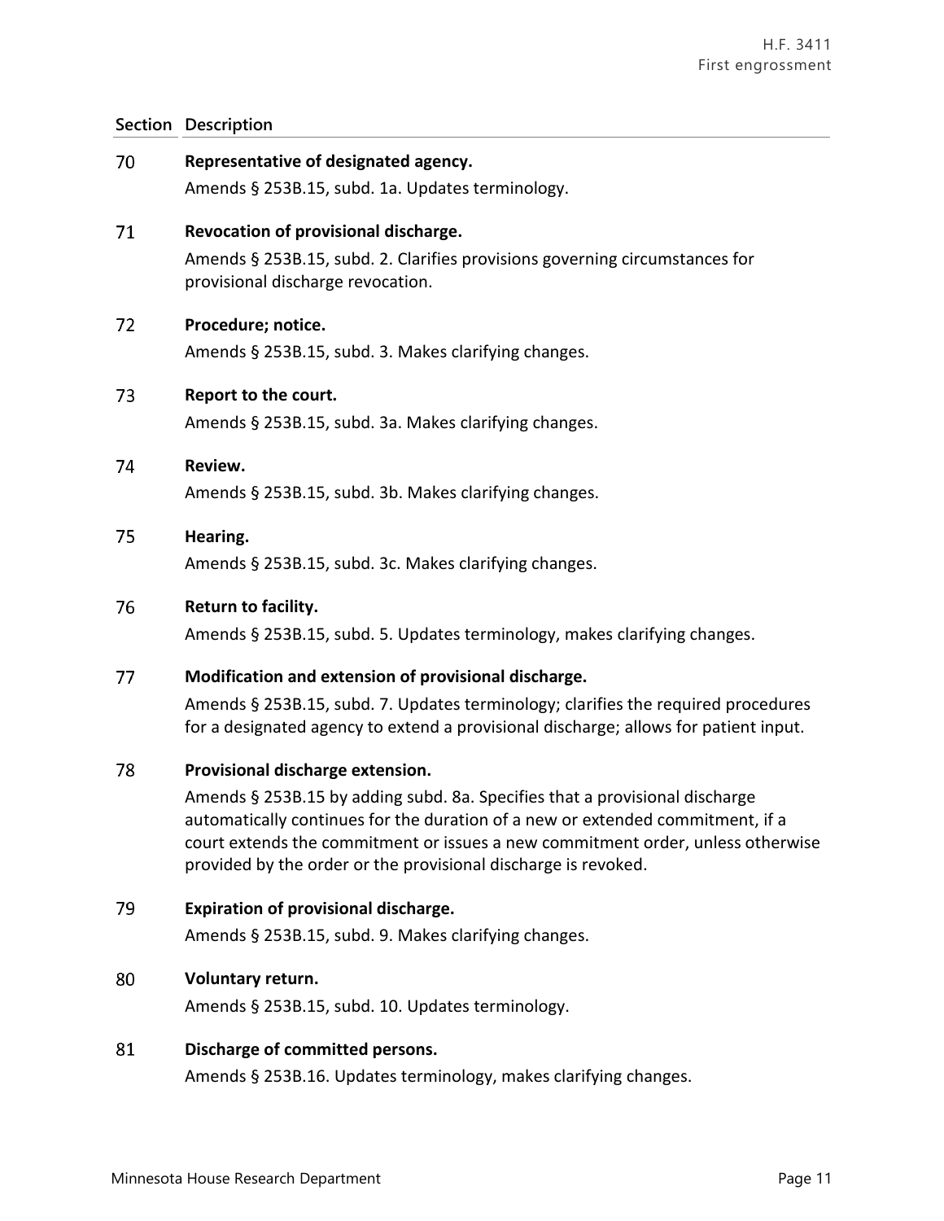| Section | Description |
|---|---|
| 70 | **Representative of designated agency.**<br>Amends § 253B.15, subd. 1a. Updates terminology. |
| 71 | **Revocation of provisional discharge.**<br>Amends § 253B.15, subd. 2. Clarifies provisions governing circumstances for provisional discharge revocation. |
| 72 | **Procedure; notice.**<br>Amends § 253B.15, subd. 3. Makes clarifying changes. |
| 73 | **Report to the court.**<br>Amends § 253B.15, subd. 3a. Makes clarifying changes. |
| 74 | **Review.**<br>Amends § 253B.15, subd. 3b. Makes clarifying changes. |
| 75 | **Hearing.**<br>Amends § 253B.15, subd. 3c. Makes clarifying changes. |
| 76 | **Return to facility.**<br>Amends § 253B.15, subd. 5. Updates terminology, makes clarifying changes. |
| 77 | **Modification and extension of provisional discharge.**<br>Amends § 253B.15, subd. 7. Updates terminology; clarifies the required procedures for a designated agency to extend a provisional discharge; allows for patient input. |
| 78 | **Provisional discharge extension.**<br>Amends § 253B.15 by adding subd. 8a. Specifies that a provisional discharge automatically continues for the duration of a new or extended commitment, if a court extends the commitment or issues a new commitment order, unless otherwise provided by the order or the provisional discharge is revoked. |
| 79 | **Expiration of provisional discharge.**<br>Amends § 253B.15, subd. 9. Makes clarifying changes. |
| 80 | **Voluntary return.**<br>Amends § 253B.15, subd. 10. Updates terminology. |
| 81 | **Discharge of committed persons.**<br>Amends § 253B.16. Updates terminology, makes clarifying changes. |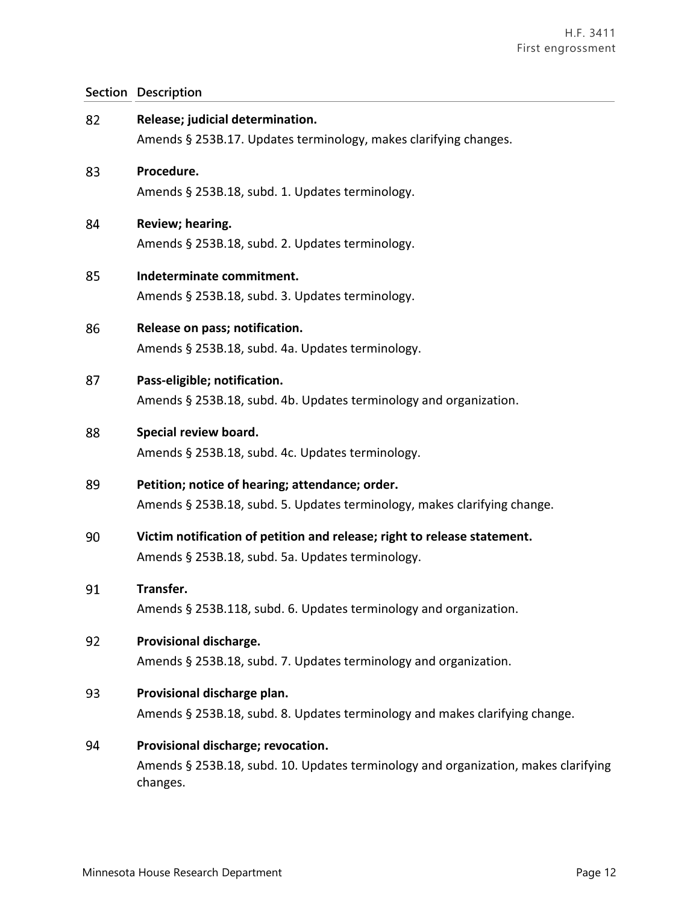| Section | Description |
|---|---|
| 82 | **Release; judicial determination.**<br>Amends § 253B.17. Updates terminology, makes clarifying changes. |
| 83 | **Procedure.**<br>Amends § 253B.18, subd. 1. Updates terminology. |
| 84 | **Review; hearing.**<br>Amends § 253B.18, subd. 2. Updates terminology. |
| 85 | **Indeterminate commitment.**<br>Amends § 253B.18, subd. 3. Updates terminology. |
| 86 | **Release on pass; notification.**<br>Amends § 253B.18, subd. 4a. Updates terminology. |
| 87 | **Pass-eligible; notification.**<br>Amends § 253B.18, subd. 4b. Updates terminology and organization. |
| 88 | **Special review board.**<br>Amends § 253B.18, subd. 4c. Updates terminology. |
| 89 | **Petition; notice of hearing; attendance; order.**<br>Amends § 253B.18, subd. 5. Updates terminology, makes clarifying change. |
| 90 | **Victim notification of petition and release; right to release statement.**<br>Amends § 253B.18, subd. 5a. Updates terminology. |
| 91 | **Transfer.**<br>Amends § 253B.118, subd. 6. Updates terminology and organization. |
| 92 | **Provisional discharge.**<br>Amends § 253B.18, subd. 7. Updates terminology and organization. |
| 93 | **Provisional discharge plan.**<br>Amends § 253B.18, subd. 8. Updates terminology and makes clarifying change. |
| 94 | **Provisional discharge; revocation.**<br>Amends § 253B.18, subd. 10. Updates terminology and organization, makes clarifying changes. |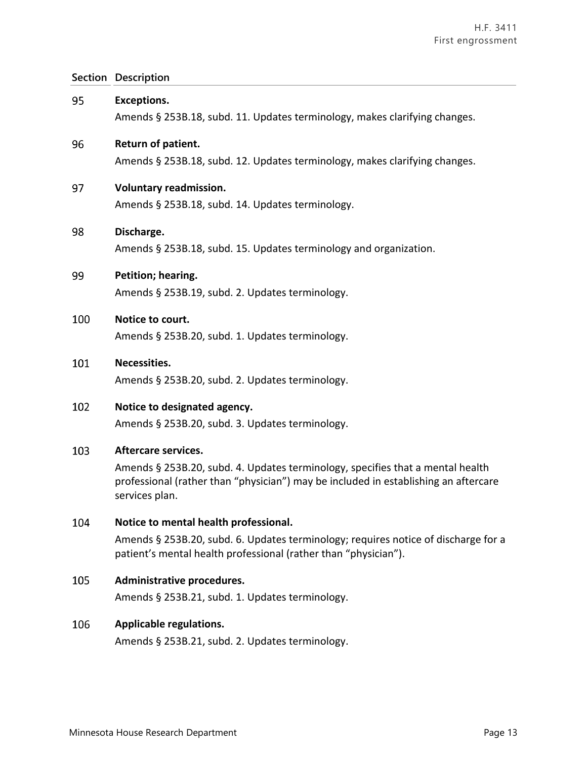| Section | Description |
|---|---|
| 95 | **Exceptions.**<br>Amends § 253B.18, subd. 11. Updates terminology, makes clarifying changes. |
| 96 | **Return of patient.**<br>Amends § 253B.18, subd. 12. Updates terminology, makes clarifying changes. |
| 97 | **Voluntary readmission.**<br>Amends § 253B.18, subd. 14. Updates terminology. |
| 98 | **Discharge.**<br>Amends § 253B.18, subd. 15. Updates terminology and organization. |
| 99 | **Petition; hearing.**<br>Amends § 253B.19, subd. 2. Updates terminology. |
| 100 | **Notice to court.**<br>Amends § 253B.20, subd. 1. Updates terminology. |
| 101 | **Necessities.**<br>Amends § 253B.20, subd. 2. Updates terminology. |
| 102 | **Notice to designated agency.**<br>Amends § 253B.20, subd. 3. Updates terminology. |
| 103 | **Aftercare services.**<br>Amends § 253B.20, subd. 4. Updates terminology, specifies that a mental health professional (rather than "physician") may be included in establishing an aftercare services plan. |
| 104 | **Notice to mental health professional.**<br>Amends § 253B.20, subd. 6. Updates terminology; requires notice of discharge for a patient's mental health professional (rather than "physician"). |
| 105 | **Administrative procedures.**<br>Amends § 253B.21, subd. 1. Updates terminology. |
| 106 | **Applicable regulations.**<br>Amends § 253B.21, subd. 2. Updates terminology. |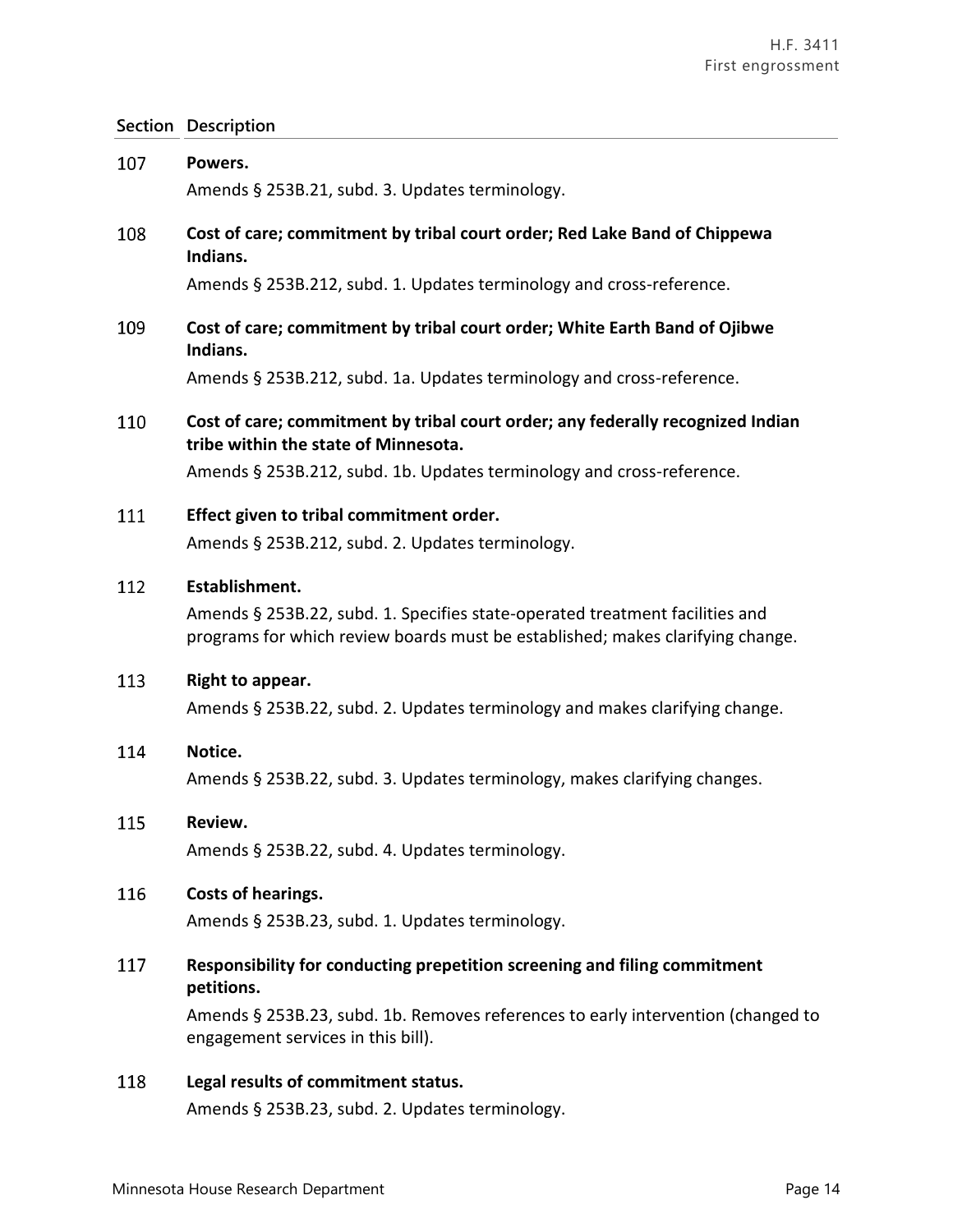| Section | Description |
|---|---|
| 107 | **Powers.**<br>Amends § 253B.21, subd. 3. Updates terminology. |
| 108 | **Cost of care; commitment by tribal court order; Red Lake Band of Chippewa Indians.**<br>Amends § 253B.212, subd. 1. Updates terminology and cross-reference. |
| 109 | **Cost of care; commitment by tribal court order; White Earth Band of Ojibwe Indians.**<br>Amends § 253B.212, subd. 1a. Updates terminology and cross-reference. |
| 110 | **Cost of care; commitment by tribal court order; any federally recognized Indian tribe within the state of Minnesota.**<br>Amends § 253B.212, subd. 1b. Updates terminology and cross-reference. |
| 111 | **Effect given to tribal commitment order.**<br>Amends § 253B.212, subd. 2. Updates terminology. |
| 112 | **Establishment.**<br>Amends § 253B.22, subd. 1. Specifies state-operated treatment facilities and programs for which review boards must be established; makes clarifying change. |
| 113 | **Right to appear.**<br>Amends § 253B.22, subd. 2. Updates terminology and makes clarifying change. |
| 114 | **Notice.**<br>Amends § 253B.22, subd. 3. Updates terminology, makes clarifying changes. |
| 115 | **Review.**<br>Amends § 253B.22, subd. 4. Updates terminology. |
| 116 | **Costs of hearings.**<br>Amends § 253B.23, subd. 1. Updates terminology. |
| 117 | **Responsibility for conducting prepetition screening and filing commitment petitions.**<br>Amends § 253B.23, subd. 1b. Removes references to early intervention (changed to engagement services in this bill). |
| 118 | **Legal results of commitment status.**<br>Amends § 253B.23, subd. 2. Updates terminology. |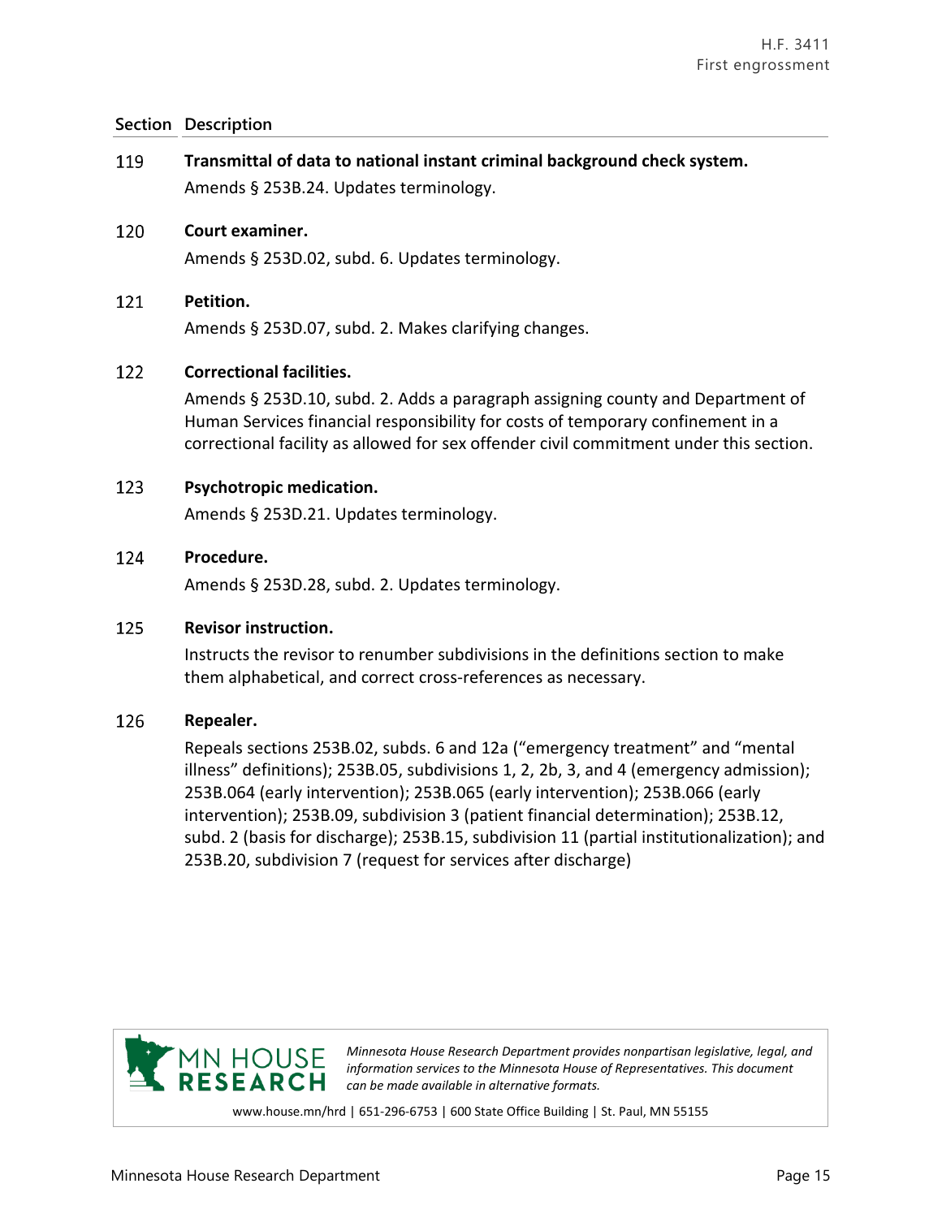| Section | Description |
|---|---|
| 119 | **Transmittal of data to national instant criminal background check system.** Amends § 253B.24. Updates terminology. |
| 120 | **Court examiner.** Amends § 253D.02, subd. 6. Updates terminology. |
| 121 | **Petition.** Amends § 253D.07, subd. 2. Makes clarifying changes. |
| 122 | **Correctional facilities.** Amends § 253D.10, subd. 2. Adds a paragraph assigning county and Department of Human Services financial responsibility for costs of temporary confinement in a correctional facility as allowed for sex offender civil commitment under this section. |
| 123 | **Psychotropic medication.** Amends § 253D.21. Updates terminology. |
| 124 | **Procedure.** Amends § 253D.28, subd. 2. Updates terminology. |
| 125 | **Revisor instruction.** Instructs the revisor to renumber subdivisions in the definitions section to make them alphabetical, and correct cross-references as necessary. |
| 126 | **Repealer.** Repeals sections 253B.02, subds. 6 and 12a ("emergency treatment" and "mental illness" definitions); 253B.05, subdivisions 1, 2, 2b, 3, and 4 (emergency admission); 253B.064 (early intervention); 253B.065 (early intervention); 253B.066 (early intervention); 253B.09, subdivision 3 (patient financial determination); 253B.12, subd. 2 (basis for discharge); 253B.15, subdivision 11 (partial institutionalization); and 253B.20, subdivision 7 (request for services after discharge) |

MN HOUSE RESEARCH

*Minnesota House Research Department provides nonpartisan legislative, legal, and information services to the Minnesota House of Representatives. This document can be made available in alternative formats.*

www.house.mn/hrd | 651-296-6753 | 600 State Office Building | St. Paul, MN 55155